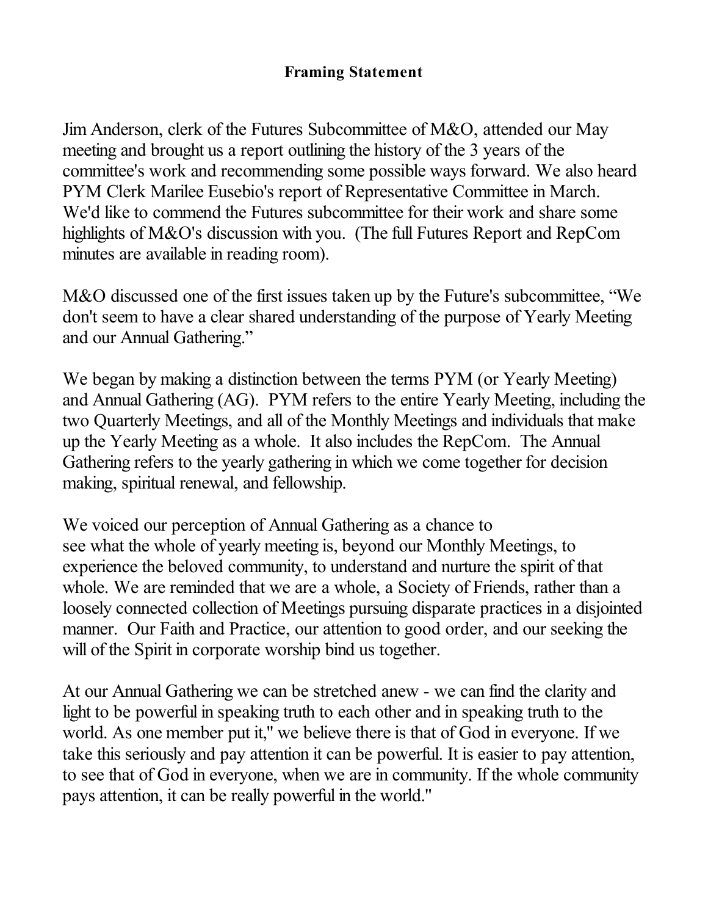**Framing Statement**

Jim Anderson, clerk of the Futures Subcommittee of M&O, attended our May meeting and brought us a report outlining the history of the 3 years of the committee's work and recommending some possible ways forward. We also heard PYM Clerk Marilee Eusebio's report of Representative Committee in March. We'd like to commend the Futures subcommittee for their work and share some highlights of M&O's discussion with you. (The full Futures Report and RepCom minutes are available in reading room).

M&O discussed one of the first issues taken up by the Future's subcommittee, “We don't seem to have a clear shared understanding of the purpose of Yearly Meeting and our Annual Gathering.”

We began by making a distinction between the terms PYM (or Yearly Meeting) and Annual Gathering (AG). PYM refers to the entire Yearly Meeting, including the two Quarterly Meetings, and all of the Monthly Meetings and individuals that make up the Yearly Meeting as a whole. It also includes the RepCom. The Annual Gathering refers to the yearly gathering in which we come together for decision making, spiritual renewal, and fellowship.

We voiced our perception of Annual Gathering as a chance to see what the whole of yearly meeting is, beyond our Monthly Meetings, to experience the beloved community, to understand and nurture the spirit of that whole. We are reminded that we are a whole, a Society of Friends, rather than a loosely connected collection of Meetings pursuing disparate practices in a disjointed manner. Our Faith and Practice, our attention to good order, and our seeking the will of the Spirit in corporate worship bind us together.

At our Annual Gathering we can be stretched anew - we can find the clarity and light to be powerful in speaking truth to each other and in speaking truth to the world. As one member put it," we believe there is that of God in everyone. If we take this seriously and pay attention it can be powerful. It is easier to pay attention, to see that of God in everyone, when we are in community. If the whole community pays attention, it can be really powerful in the world."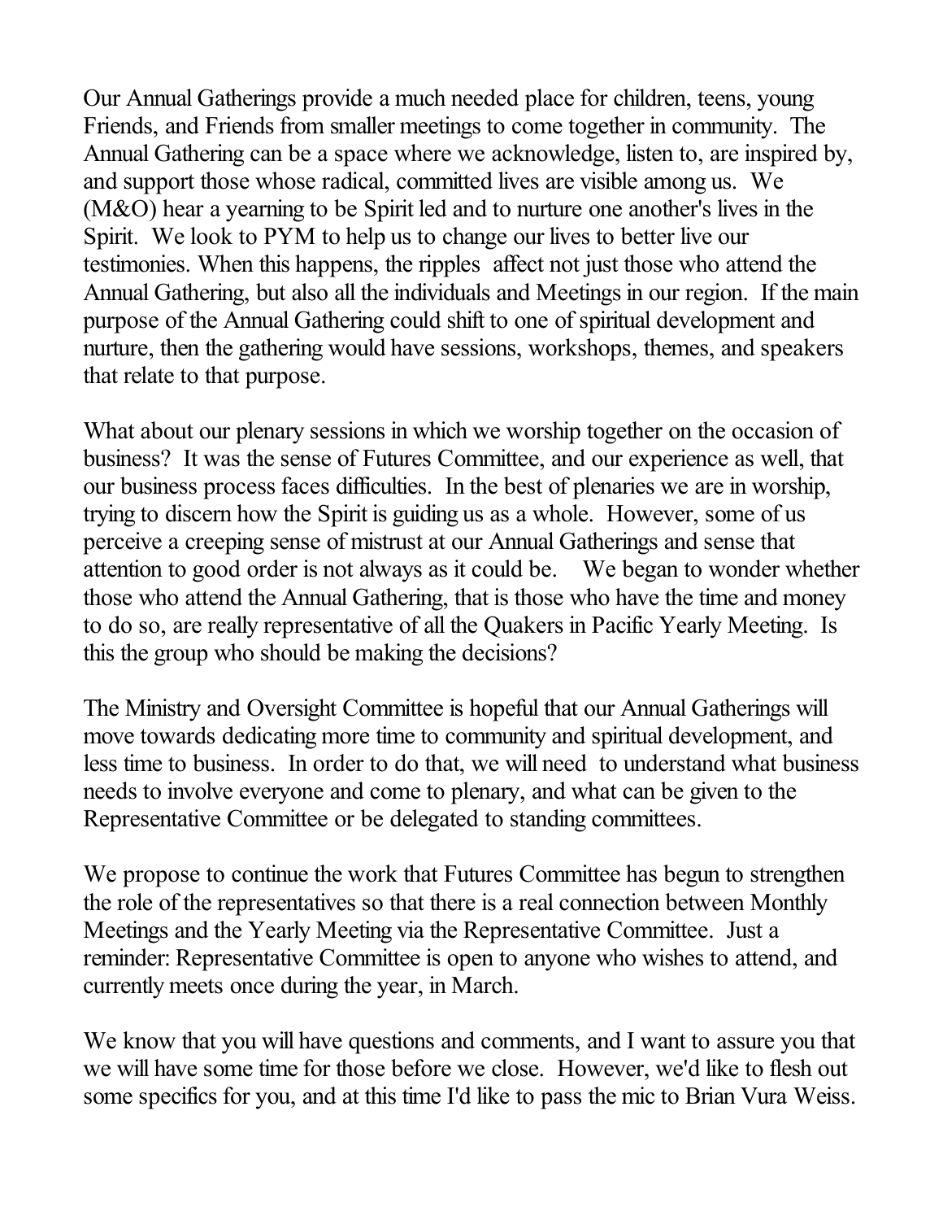Our Annual Gatherings provide a much needed place for children, teens, young Friends, and Friends from smaller meetings to come together in community. The Annual Gathering can be a space where we acknowledge, listen to, are inspired by, and support those whose radical, committed lives are visible among us. We (M&O) hear a yearning to be Spirit led and to nurture one another's lives in the Spirit. We look to PYM to help us to change our lives to better live our testimonies. When this happens, the ripples affect not just those who attend the Annual Gathering, but also all the individuals and Meetings in our region. If the main purpose of the Annual Gathering could shift to one of spiritual development and nurture, then the gathering would have sessions, workshops, themes, and speakers that relate to that purpose.

What about our plenary sessions in which we worship together on the occasion of business? It was the sense of Futures Committee, and our experience as well, that our business process faces difficulties. In the best of plenaries we are in worship, trying to discern how the Spirit is guiding us as a whole. However, some of us perceive a creeping sense of mistrust at our Annual Gatherings and sense that attention to good order is not always as it could be. We began to wonder whether those who attend the Annual Gathering, that is those who have the time and money to do so, are really representative of all the Quakers in Pacific Yearly Meeting. Is this the group who should be making the decisions?

The Ministry and Oversight Committee is hopeful that our Annual Gatherings will move towards dedicating more time to community and spiritual development, and less time to business. In order to do that, we will need to understand what business needs to involve everyone and come to plenary, and what can be given to the Representative Committee or be delegated to standing committees.

We propose to continue the work that Futures Committee has begun to strengthen the role of the representatives so that there is a real connection between Monthly Meetings and the Yearly Meeting via the Representative Committee. Just a reminder: Representative Committee is open to anyone who wishes to attend, and currently meets once during the year, in March.

We know that you will have questions and comments, and I want to assure you that we will have some time for those before we close. However, we'd like to flesh out some specifics for you, and at this time I'd like to pass the mic to Brian Vura Weiss.